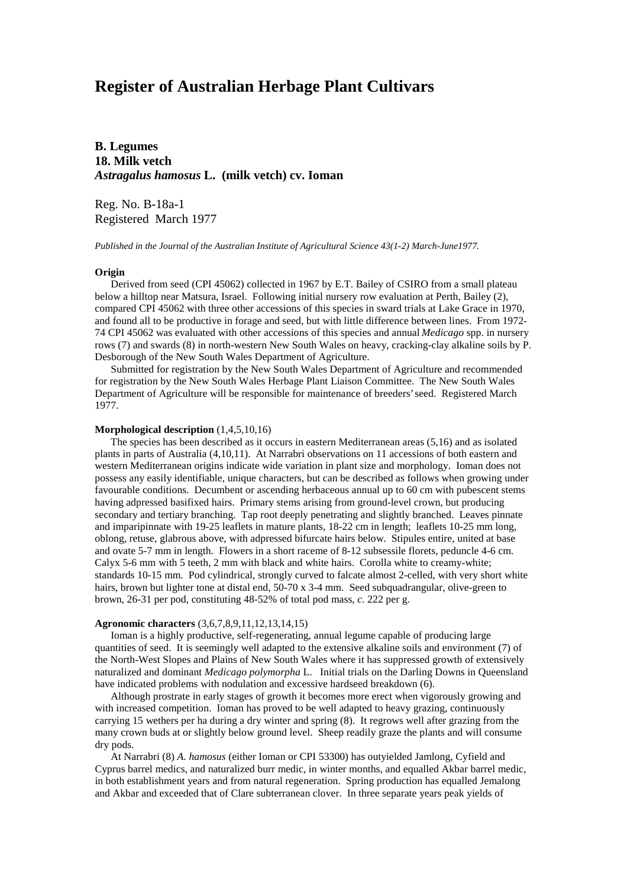# Register of Australian Herbage Plant Cultivars

**B. Legumes**
**18. Milk vetch**
***Astragalus hamosus* L. (milk vetch) cv. Ioman**

Reg. No. B-18a-1
Registered March 1977

*Published in the Journal of the Australian Institute of Agricultural Science 43(1-2) March-June1977.*

**Origin**

Derived from seed (CPI 45062) collected in 1967 by E.T. Bailey of CSIRO from a small plateau below a hilltop near Matsura, Israel. Following initial nursery row evaluation at Perth, Bailey (2), compared CPI 45062 with three other accessions of this species in sward trials at Lake Grace in 1970, and found all to be productive in forage and seed, but with little difference between lines. From 1972-74 CPI 45062 was evaluated with other accessions of this species and annual *Medicago* spp. in nursery rows (7) and swards (8) in north-western New South Wales on heavy, cracking-clay alkaline soils by P. Desborough of the New South Wales Department of Agriculture.

Submitted for registration by the New South Wales Department of Agriculture and recommended for registration by the New South Wales Herbage Plant Liaison Committee. The New South Wales Department of Agriculture will be responsible for maintenance of breeders' seed. Registered March 1977.

**Morphological description** (1,4,5,10,16)

The species has been described as it occurs in eastern Mediterranean areas (5,16) and as isolated plants in parts of Australia (4,10,11). At Narrabri observations on 11 accessions of both eastern and western Mediterranean origins indicate wide variation in plant size and morphology. Ioman does not possess any easily identifiable, unique characters, but can be described as follows when growing under favourable conditions. Decumbent or ascending herbaceous annual up to 60 cm with pubescent stems having adpressed basifixed hairs. Primary stems arising from ground-level crown, but producing secondary and tertiary branching. Tap root deeply penetrating and slightly branched. Leaves pinnate and imparipinnate with 19-25 leaflets in mature plants, 18-22 cm in length; leaflets 10-25 mm long, oblong, retuse, glabrous above, with adpressed bifurcate hairs below. Stipules entire, united at base and ovate 5-7 mm in length. Flowers in a short raceme of 8-12 subsessile florets, peduncle 4-6 cm. Calyx 5-6 mm with 5 teeth, 2 mm with black and white hairs. Corolla white to creamy-white; standards 10-15 mm. Pod cylindrical, strongly curved to falcate almost 2-celled, with very short white hairs, brown but lighter tone at distal end, 50-70 x 3-4 mm. Seed subquadrangular, olive-green to brown, 26-31 per pod, constituting 48-52% of total pod mass, *c*. 222 per g.

**Agronomic characters** (3,6,7,8,9,11,12,13,14,15)

Ioman is a highly productive, self-regenerating, annual legume capable of producing large quantities of seed. It is seemingly well adapted to the extensive alkaline soils and environment (7) of the North-West Slopes and Plains of New South Wales where it has suppressed growth of extensively naturalized and dominant *Medicago polymorpha* L. Initial trials on the Darling Downs in Queensland have indicated problems with nodulation and excessive hardseed breakdown (6).

Although prostrate in early stages of growth it becomes more erect when vigorously growing and with increased competition. Ioman has proved to be well adapted to heavy grazing, continuously carrying 15 wethers per ha during a dry winter and spring (8). It regrows well after grazing from the many crown buds at or slightly below ground level. Sheep readily graze the plants and will consume dry pods.

At Narrabri (8) *A. hamosus* (either Ioman or CPI 53300) has outyielded Jamlong, Cyfield and Cyprus barrel medics, and naturalized burr medic, in winter months, and equalled Akbar barrel medic, in both establishment years and from natural regeneration. Spring production has equalled Jemalong and Akbar and exceeded that of Clare subterranean clover. In three separate years peak yields of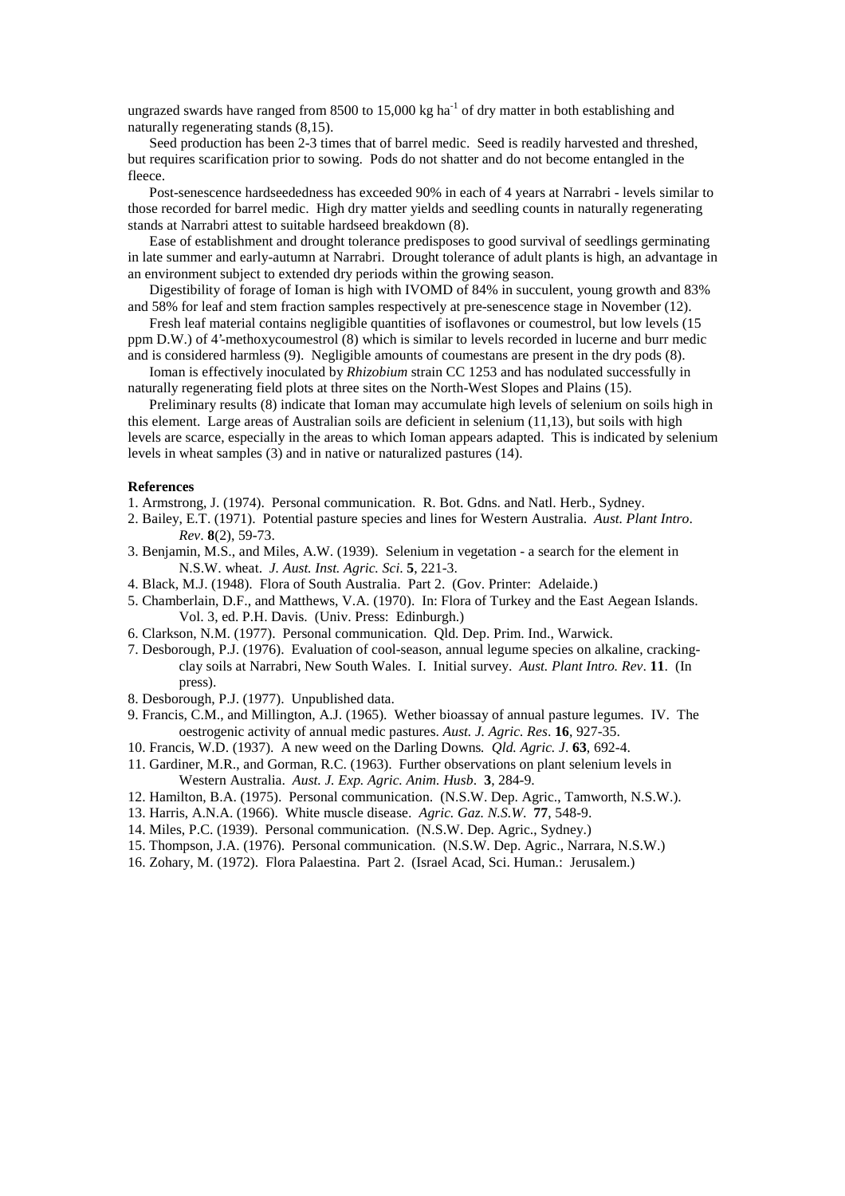ungrazed swards have ranged from 8500 to 15,000 kg $ha^{-1}$ of dry matter in both establishing and naturally regenerating stands (8,15).

Seed production has been 2-3 times that of barrel medic. Seed is readily harvested and threshed, but requires scarification prior to sowing. Pods do not shatter and do not become entangled in the fleece.

Post-senescence hardseededness has exceeded 90% in each of 4 years at Narrabri - levels similar to those recorded for barrel medic. High dry matter yields and seedling counts in naturally regenerating stands at Narrabri attest to suitable hardseed breakdown (8).

Ease of establishment and drought tolerance predisposes to good survival of seedlings germinating in late summer and early-autumn at Narrabri. Drought tolerance of adult plants is high, an advantage in an environment subject to extended dry periods within the growing season.

Digestibility of forage of Ioman is high with IVOMD of 84% in succulent, young growth and 83% and 58% for leaf and stem fraction samples respectively at pre-senescence stage in November (12).

Fresh leaf material contains negligible quantities of isoflavones or coumestrol, but low levels (15 ppm D.W.) of 4'-methoxycoumestrol (8) which is similar to levels recorded in lucerne and burr medic and is considered harmless (9). Negligible amounts of coumestans are present in the dry pods (8).

Ioman is effectively inoculated by *Rhizobium* strain CC 1253 and has nodulated successfully in naturally regenerating field plots at three sites on the North-West Slopes and Plains (15).

Preliminary results (8) indicate that Ioman may accumulate high levels of selenium on soils high in this element. Large areas of Australian soils are deficient in selenium (11,13), but soils with high levels are scarce, especially in the areas to which Ioman appears adapted. This is indicated by selenium levels in wheat samples (3) and in native or naturalized pastures (14).

**References**

1. Armstrong, J. (1974). Personal communication. R. Bot. Gdns. and Natl. Herb., Sydney.
2. Bailey, E.T. (1971). Potential pasture species and lines for Western Australia. *Aust. Plant Intro. Rev*. **8**(2), 59-73.
3. Benjamin, M.S., and Miles, A.W. (1939). Selenium in vegetation - a search for the element in N.S.W. wheat. *J. Aust. Inst. Agric. Sci*. **5**, 221-3.
4. Black, M.J. (1948). Flora of South Australia. Part 2. (Gov. Printer: Adelaide.)
5. Chamberlain, D.F., and Matthews, V.A. (1970). In: Flora of Turkey and the East Aegean Islands. Vol. 3, ed. P.H. Davis. (Univ. Press: Edinburgh.)
6. Clarkson, N.M. (1977). Personal communication. Qld. Dep. Prim. Ind., Warwick.
7. Desborough, P.J. (1976). Evaluation of cool-season, annual legume species on alkaline, cracking-clay soils at Narrabri, New South Wales. I. Initial survey. *Aust. Plant Intro. Rev*. **11**. (In press).
8. Desborough, P.J. (1977). Unpublished data.
9. Francis, C.M., and Millington, A.J. (1965). Wether bioassay of annual pasture legumes. IV. The oestrogenic activity of annual medic pastures. *Aust. J. Agric. Res*. **16**, 927-35.
10. Francis, W.D. (1937). A new weed on the Darling Downs. *Qld. Agric. J*. **63**, 692-4.
11. Gardiner, M.R., and Gorman, R.C. (1963). Further observations on plant selenium levels in Western Australia. *Aust. J. Exp. Agric. Anim. Husb*. **3**, 284-9.
12. Hamilton, B.A. (1975). Personal communication. (N.S.W. Dep. Agric., Tamworth, N.S.W.).
13. Harris, A.N.A. (1966). White muscle disease. *Agric. Gaz. N.S.W*. **77**, 548-9.
14. Miles, P.C. (1939). Personal communication. (N.S.W. Dep. Agric., Sydney.)
15. Thompson, J.A. (1976). Personal communication. (N.S.W. Dep. Agric., Narrara, N.S.W.)
16. Zohary, M. (1972). Flora Palaestina. Part 2. (Israel Acad, Sci. Human.: Jerusalem.)